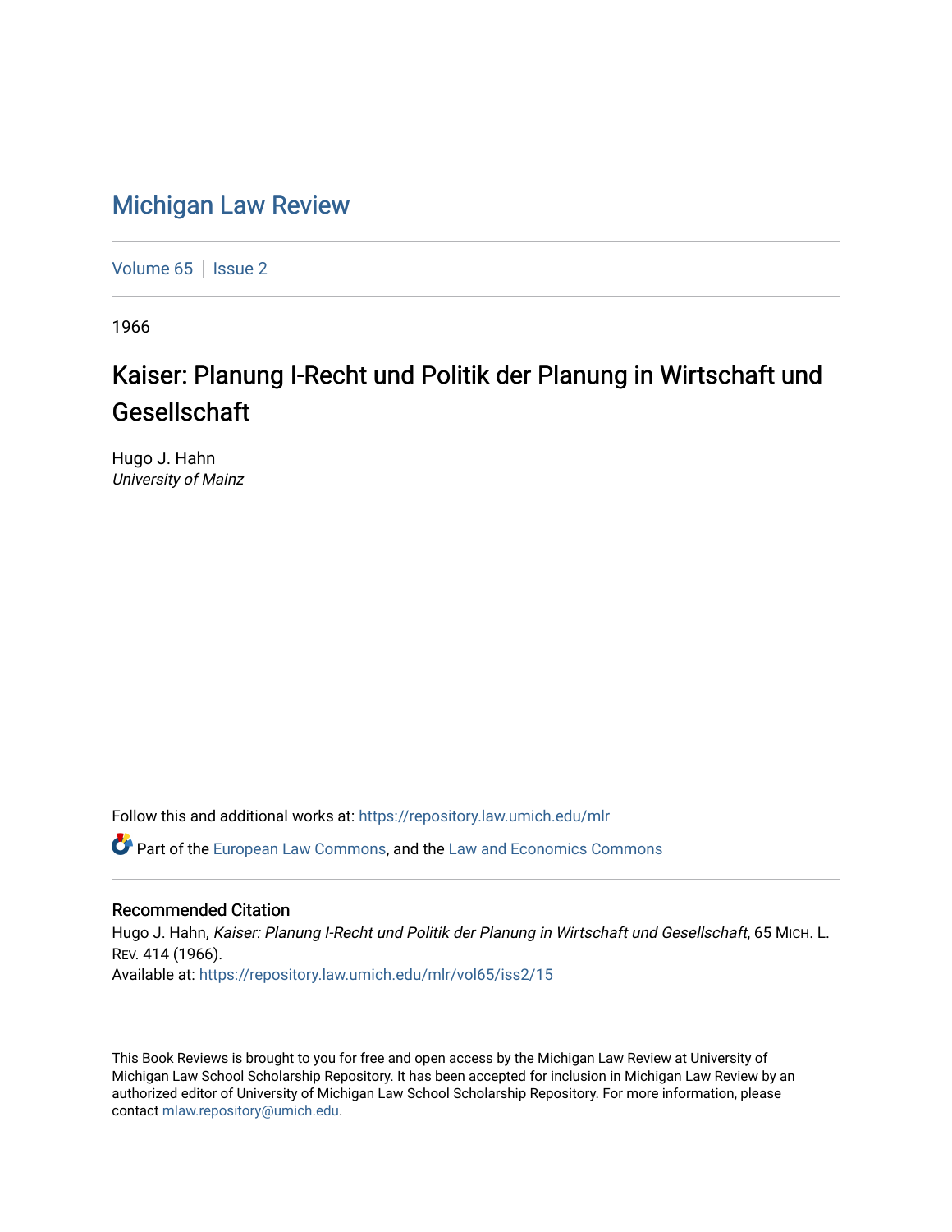# Michigan Law Review

Volume 65 | Issue 2

1966

## Kaiser: Planung I-Recht und Politik der Planung in Wirtschaft und Gesellschaft

Hugo J. Hahn
*University of Mainz*

Follow this and additional works at: https://repository.law.umich.edu/mlr

Part of the European Law Commons, and the Law and Economics Commons

### Recommended Citation

Hugo J. Hahn, *Kaiser: Planung I-Recht und Politik der Planung in Wirtschaft und Gesellschaft*, 65 MICH. L. REV. 414 (1966).
Available at: https://repository.law.umich.edu/mlr/vol65/iss2/15

This Book Reviews is brought to you for free and open access by the Michigan Law Review at University of Michigan Law School Scholarship Repository. It has been accepted for inclusion in Michigan Law Review by an authorized editor of University of Michigan Law School Scholarship Repository. For more information, please contact mlaw.repository@umich.edu.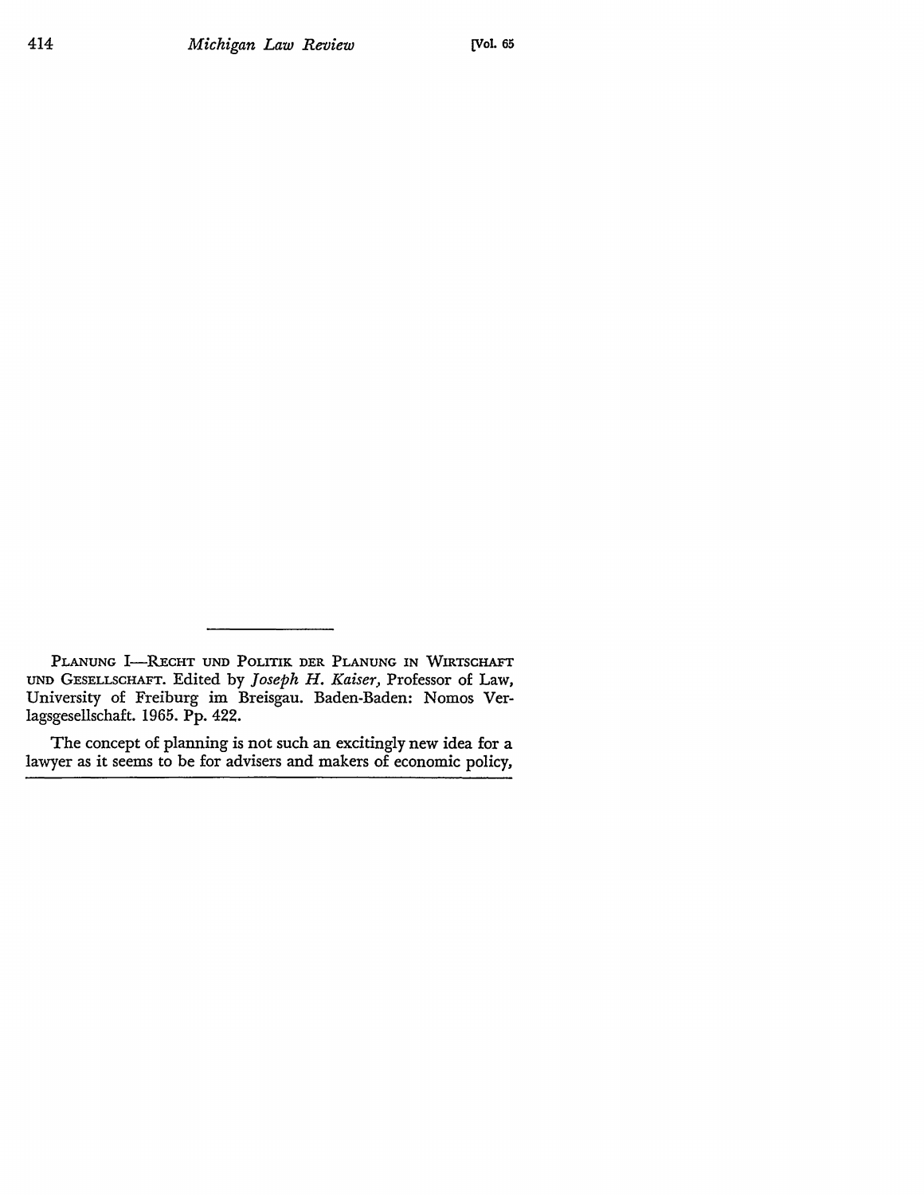PLANUNG I—RECHT UND POLITIK DER PLANUNG IN WIRTSCHAFT UND GESELLSCHAFT. Edited by *Joseph H. Kaiser*, Professor of Law, University of Freiburg im Breisgau. Baden-Baden: Nomos Verlagsgesellschaft. 1965. Pp. 422.

The concept of planning is not such an excitingly new idea for a lawyer as it seems to be for advisers and makers of economic policy,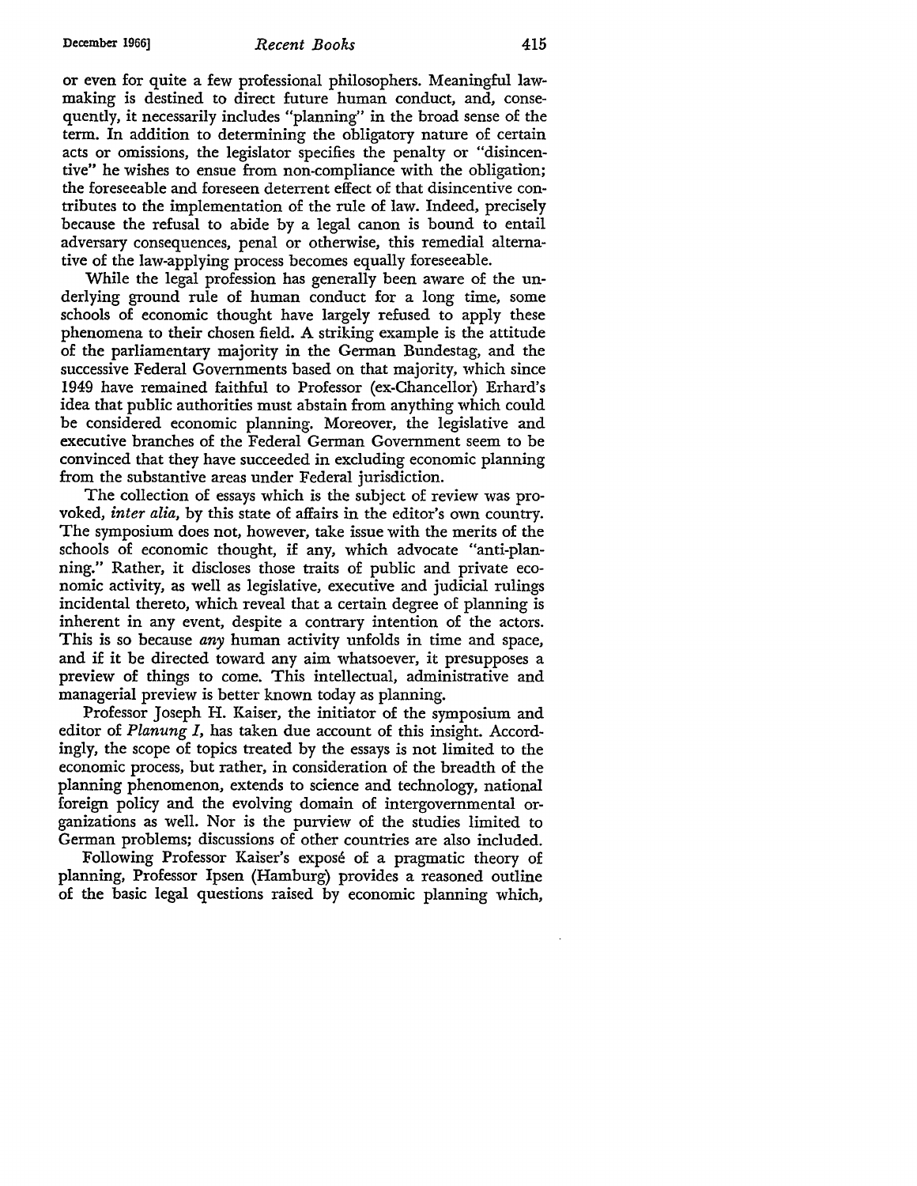or even for quite a few professional philosophers. Meaningful lawmaking is destined to direct future human conduct, and, consequently, it necessarily includes "planning" in the broad sense of the term. In addition to determining the obligatory nature of certain acts or omissions, the legislator specifies the penalty or "disincentive" he wishes to ensue from non-compliance with the obligation; the foreseeable and foreseen deterrent effect of that disincentive contributes to the implementation of the rule of law. Indeed, precisely because the refusal to abide by a legal canon is bound to entail adversary consequences, penal or otherwise, this remedial alternative of the law-applying process becomes equally foreseeable.

While the legal profession has generally been aware of the underlying ground rule of human conduct for a long time, some schools of economic thought have largely refused to apply these phenomena to their chosen field. A striking example is the attitude of the parliamentary majority in the German Bundestag, and the successive Federal Governments based on that majority, which since 1949 have remained faithful to Professor (ex-Chancellor) Erhard's idea that public authorities must abstain from anything which could be considered economic planning. Moreover, the legislative and executive branches of the Federal German Government seem to be convinced that they have succeeded in excluding economic planning from the substantive areas under Federal jurisdiction.

The collection of essays which is the subject of review was provoked, *inter alia*, by this state of affairs in the editor's own country. The symposium does not, however, take issue with the merits of the schools of economic thought, if any, which advocate "anti-planning." Rather, it discloses those traits of public and private economic activity, as well as legislative, executive and judicial rulings incidental thereto, which reveal that a certain degree of planning is inherent in any event, despite a contrary intention of the actors. This is so because *any* human activity unfolds in time and space, and if it be directed toward any aim whatsoever, it presupposes a preview of things to come. This intellectual, administrative and managerial preview is better known today as planning.

Professor Joseph H. Kaiser, the initiator of the symposium and editor of *Planung I*, has taken due account of this insight. Accordingly, the scope of topics treated by the essays is not limited to the economic process, but rather, in consideration of the breadth of the planning phenomenon, extends to science and technology, national foreign policy and the evolving domain of intergovernmental organizations as well. Nor is the purview of the studies limited to German problems; discussions of other countries are also included.

Following Professor Kaiser's exposé of a pragmatic theory of planning, Professor Ipsen (Hamburg) provides a reasoned outline of the basic legal questions raised by economic planning which,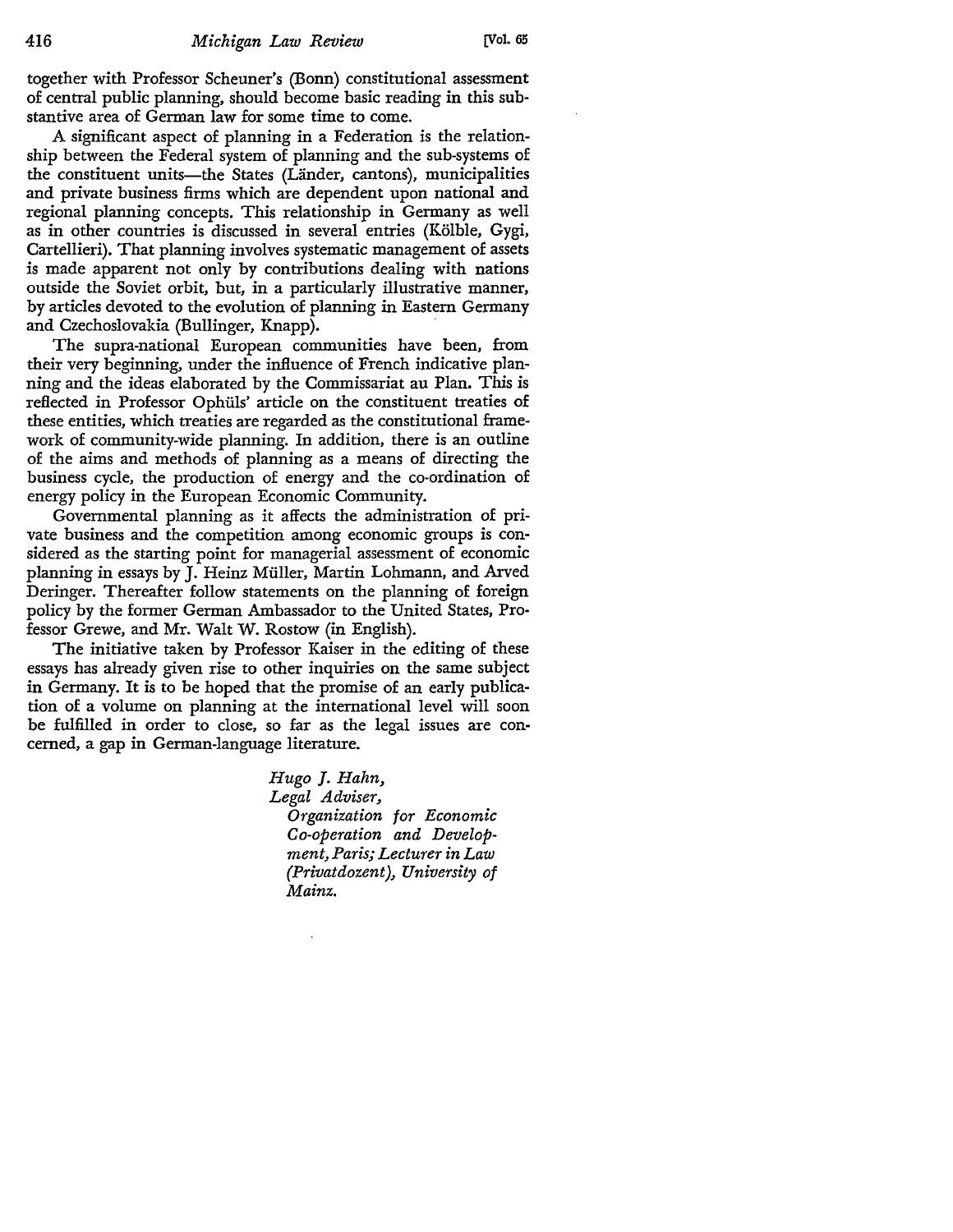together with Professor Scheuner's (Bonn) constitutional assessment of central public planning, should become basic reading in this substantive area of German law for some time to come.

A significant aspect of planning in a Federation is the relationship between the Federal system of planning and the sub-systems of the constituent units—the States (Länder, cantons), municipalities and private business firms which are dependent upon national and regional planning concepts. This relationship in Germany as well as in other countries is discussed in several entries (Kölble, Gygi, Cartellieri). That planning involves systematic management of assets is made apparent not only by contributions dealing with nations outside the Soviet orbit, but, in a particularly illustrative manner, by articles devoted to the evolution of planning in Eastern Germany and Czechoslovakia (Bullinger, Knapp).

The supra-national European communities have been, from their very beginning, under the influence of French indicative planning and the ideas elaborated by the Commissariat au Plan. This is reflected in Professor Ophüls' article on the constituent treaties of these entities, which treaties are regarded as the constitutional framework of community-wide planning. In addition, there is an outline of the aims and methods of planning as a means of directing the business cycle, the production of energy and the co-ordination of energy policy in the European Economic Community.

Governmental planning as it affects the administration of private business and the competition among economic groups is considered as the starting point for managerial assessment of economic planning in essays by J. Heinz Müller, Martin Lohmann, and Arved Deringer. Thereafter follow statements on the planning of foreign policy by the former German Ambassador to the United States, Professor Grewe, and Mr. Walt W. Rostow (in English).

The initiative taken by Professor Kaiser in the editing of these essays has already given rise to other inquiries on the same subject in Germany. It is to be hoped that the promise of an early publication of a volume on planning at the international level will soon be fulfilled in order to close, so far as the legal issues are concerned, a gap in German-language literature.

*Hugo J. Hahn,*
*Legal Adviser,*
*Organization for Economic Co-operation and Development, Paris; Lecturer in Law (Privatdozent), University of Mainz.*